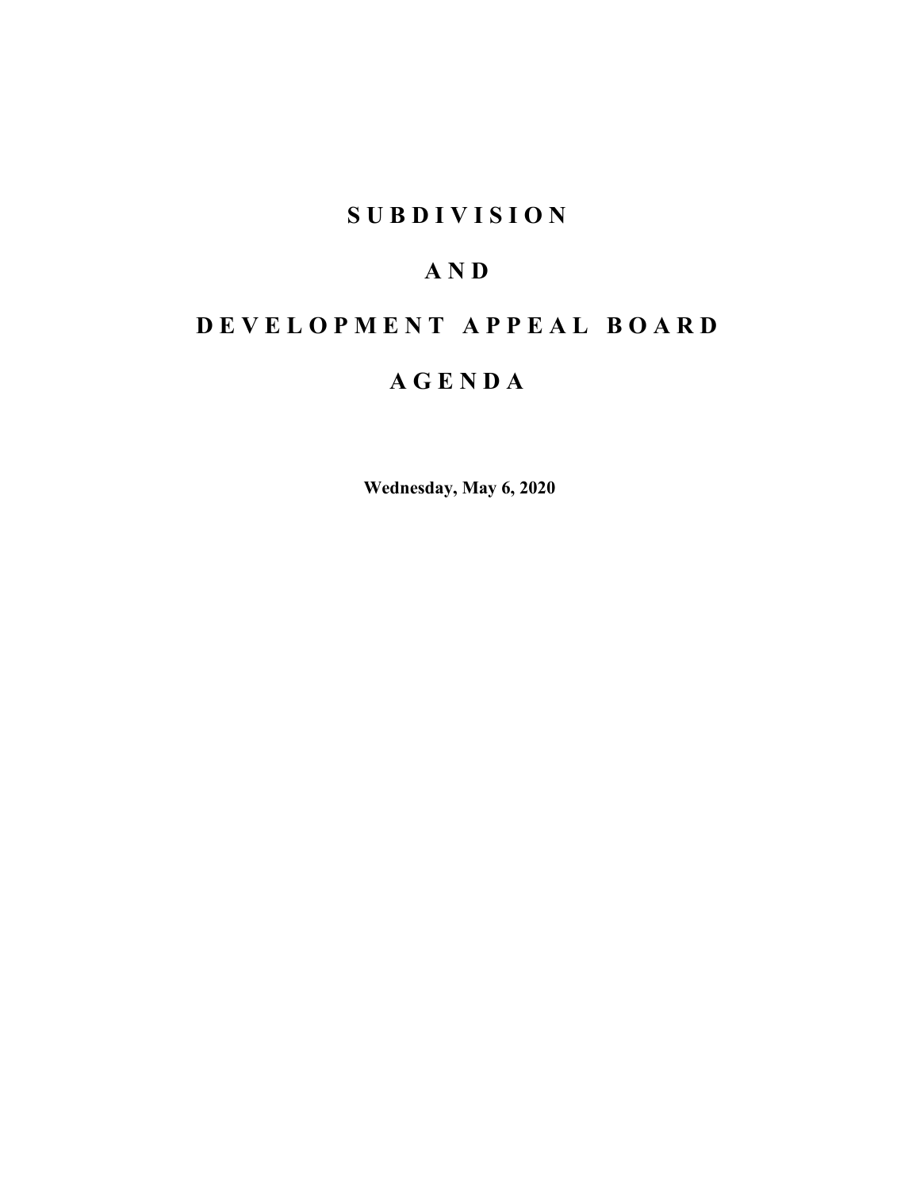# S U B D I V I S I O N

# A N D

# D E V E L O P M E N T   A P P E A L   B O A R D

# A G E N D A

**Wednesday, May 6, 2020**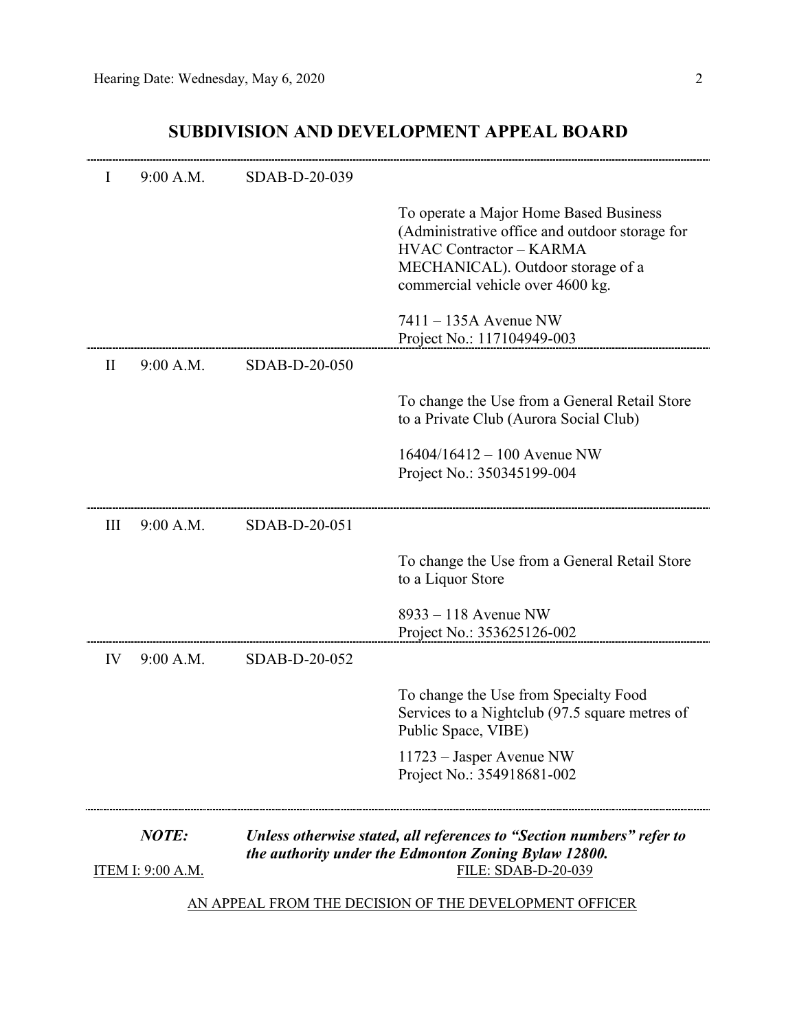## SUBDIVISION AND DEVELOPMENT APPEAL BOARD

| | | | |
|---|---|---|---|
| I | 9:00 A.M. | SDAB-D-20-039 | To operate a Major Home Based Business (Administrative office and outdoor storage for HVAC Contractor – KARMA MECHANICAL). Outdoor storage of a commercial vehicle over 4600 kg.<br><br>7411 – 135A Avenue NW<br>Project No.: 117104949-003 |
| II | 9:00 A.M. | SDAB-D-20-050 | To change the Use from a General Retail Store to a Private Club (Aurora Social Club)<br><br>16404/16412 – 100 Avenue NW<br>Project No.: 350345199-004 |
| III | 9:00 A.M. | SDAB-D-20-051 | To change the Use from a General Retail Store to a Liquor Store<br><br>8933 – 118 Avenue NW<br>Project No.: 353625126-002 |
| IV | 9:00 A.M. | SDAB-D-20-052 | To change the Use from Specialty Food Services to a Nightclub (97.5 square metres of Public Space, VIBE)<br><br>11723 – Jasper Avenue NW<br>Project No.: 354918681-002 |

***NOTE:*** ***Unless otherwise stated, all references to "Section numbers" refer to the authority under the Edmonton Zoning Bylaw 12800.***

ITEM I: 9:00 A.M. FILE: SDAB-D-20-039

AN APPEAL FROM THE DECISION OF THE DEVELOPMENT OFFICER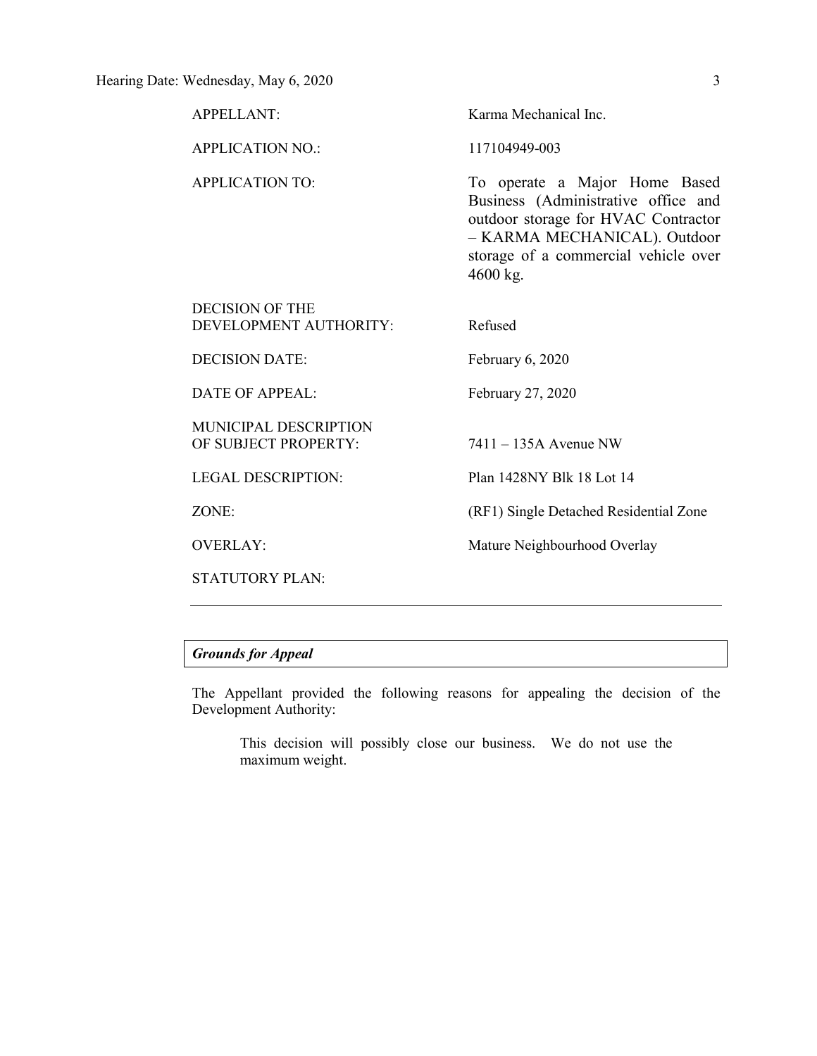| | |
|---|---|
| APPELLANT: | Karma Mechanical Inc. |
| APPLICATION NO.: | 117104949-003 |
| APPLICATION TO: | To operate a Major Home Based Business (Administrative office and outdoor storage for HVAC Contractor – KARMA MECHANICAL). Outdoor storage of a commercial vehicle over 4600 kg. |
| DECISION OF THE DEVELOPMENT AUTHORITY: | Refused |
| DECISION DATE: | February 6, 2020 |
| DATE OF APPEAL: | February 27, 2020 |
| MUNICIPAL DESCRIPTION OF SUBJECT PROPERTY: | 7411 – 135A Avenue NW |
| LEGAL DESCRIPTION: | Plan 1428NY Blk 18 Lot 14 |
| ZONE: | (RF1) Single Detached Residential Zone |
| OVERLAY: | Mature Neighbourhood Overlay |
| STATUTORY PLAN: | |

---

***Grounds for Appeal***

The Appellant provided the following reasons for appealing the decision of the Development Authority:

> This decision will possibly close our business. We do not use the maximum weight.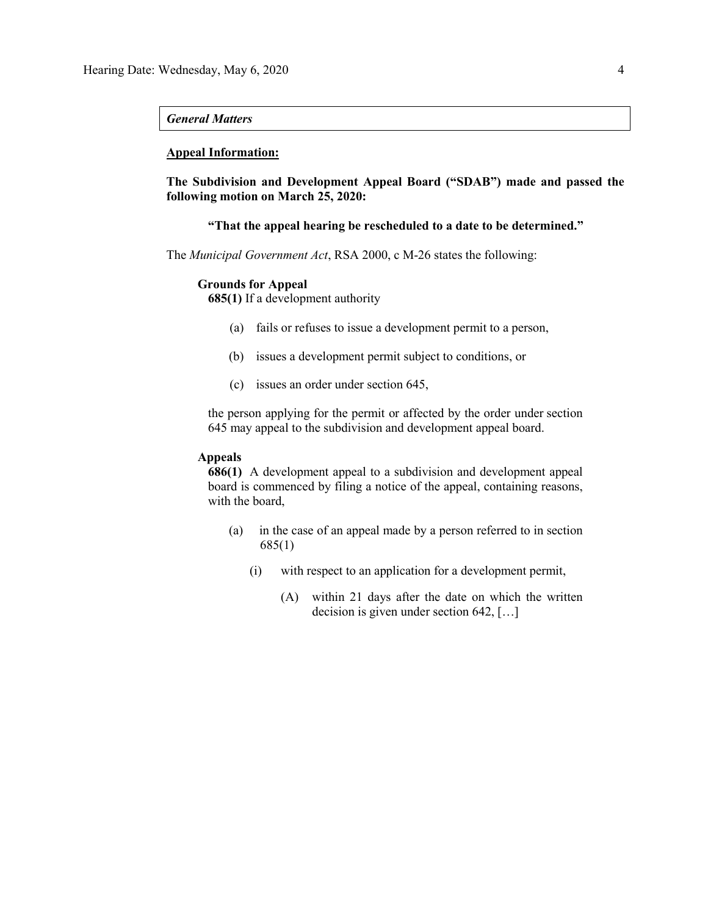*General Matters*

**Appeal Information:**

**The Subdivision and Development Appeal Board ("SDAB") made and passed the following motion on March 25, 2020:**

> **"That the appeal hearing be rescheduled to a date to be determined."**

The *Municipal Government Act*, RSA 2000, c M-26 states the following:

> **Grounds for Appeal**
>
> **685(1)** If a development authority
>
> (a) fails or refuses to issue a development permit to a person,
>
> (b) issues a development permit subject to conditions, or
>
> (c) issues an order under section 645,
>
> the person applying for the permit or affected by the order under section 645 may appeal to the subdivision and development appeal board.
>
> **Appeals**
>
> **686(1)** A development appeal to a subdivision and development appeal board is commenced by filing a notice of the appeal, containing reasons, with the board,
>
> (a) in the case of an appeal made by a person referred to in section 685(1)
>
> (i) with respect to an application for a development permit,
>
> (A) within 21 days after the date on which the written decision is given under section 642, […]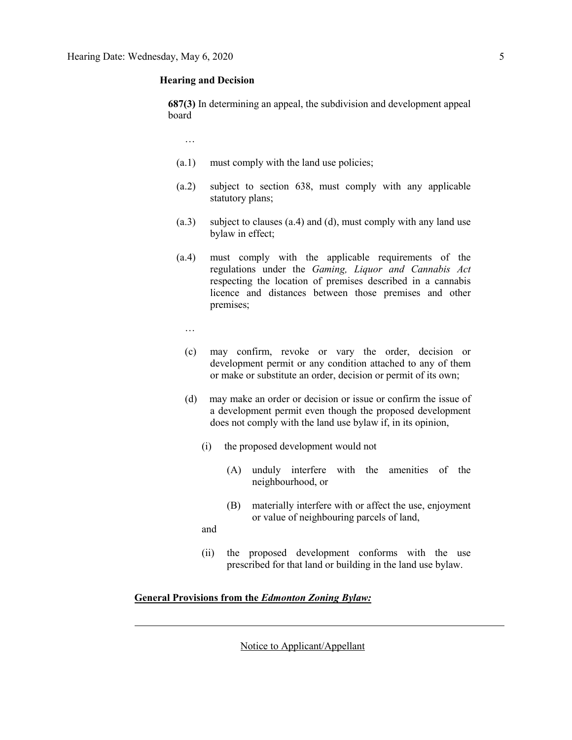**Hearing and Decision**

**687(3)** In determining an appeal, the subdivision and development appeal board

…

(a.1) must comply with the land use policies;

(a.2) subject to section 638, must comply with any applicable statutory plans;

(a.3) subject to clauses (a.4) and (d), must comply with any land use bylaw in effect;

(a.4) must comply with the applicable requirements of the regulations under the *Gaming, Liquor and Cannabis Act* respecting the location of premises described in a cannabis licence and distances between those premises and other premises;

…

(c) may confirm, revoke or vary the order, decision or development permit or any condition attached to any of them or make or substitute an order, decision or permit of its own;

(d) may make an order or decision or issue or confirm the issue of a development permit even though the proposed development does not comply with the land use bylaw if, in its opinion,

(i) the proposed development would not

(A) unduly interfere with the amenities of the neighbourhood, or

(B) materially interfere with or affect the use, enjoyment or value of neighbouring parcels of land,

and

(ii) the proposed development conforms with the use prescribed for that land or building in the land use bylaw.

**General Provisions from the *Edmonton Zoning Bylaw:***

---

Notice to Applicant/Appellant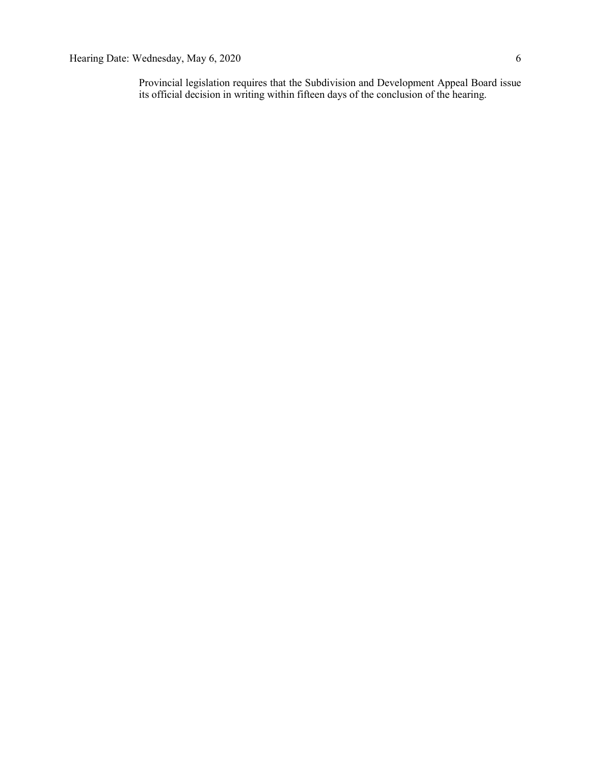Provincial legislation requires that the Subdivision and Development Appeal Board issue its official decision in writing within fifteen days of the conclusion of the hearing.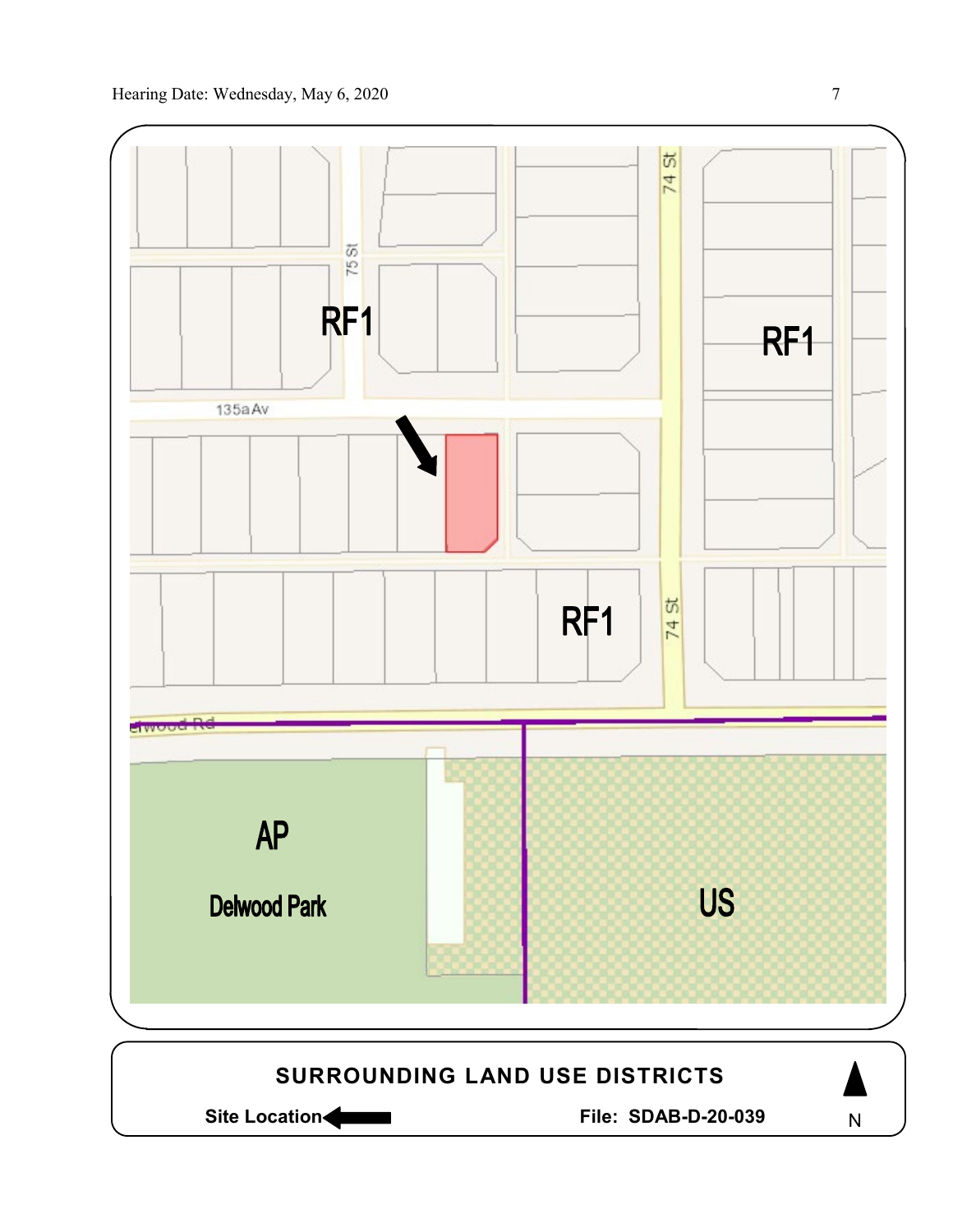RF1

75 St

74 St

RF1

135a Av

RF1

74 St

Delwood Rd

AP

Delwood Park

US

**SURROUNDING LAND USE DISTRICTS**

**Site Location** ←

**File: SDAB-D-20-039**

N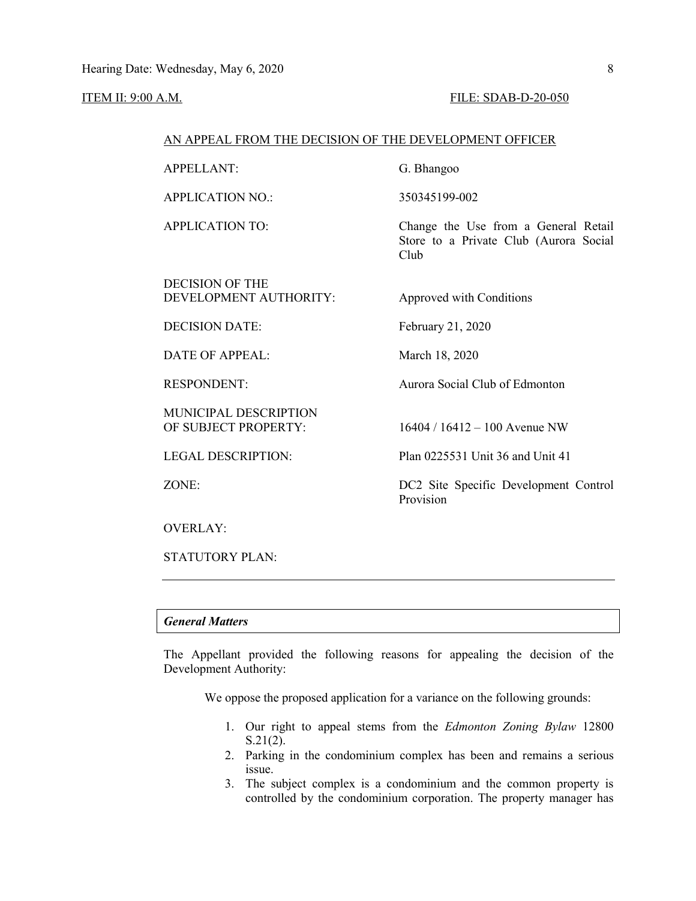ITEM II: 9:00 A.M. FILE: SDAB-D-20-050

AN APPEAL FROM THE DECISION OF THE DEVELOPMENT OFFICER

| | |
|---|---|
| APPELLANT: | G. Bhangoo |
| APPLICATION NO.: | 350345199-002 |
| APPLICATION TO: | Change the Use from a General Retail Store to a Private Club (Aurora Social Club |
| DECISION OF THE DEVELOPMENT AUTHORITY: | Approved with Conditions |
| DECISION DATE: | February 21, 2020 |
| DATE OF APPEAL: | March 18, 2020 |
| RESPONDENT: | Aurora Social Club of Edmonton |
| MUNICIPAL DESCRIPTION OF SUBJECT PROPERTY: | 16404 / 16412 – 100 Avenue NW |
| LEGAL DESCRIPTION: | Plan 0225531 Unit 36 and Unit 41 |
| ZONE: | DC2 Site Specific Development Control Provision |
| OVERLAY: | |
| STATUTORY PLAN: | |

---

***General Matters***

The Appellant provided the following reasons for appealing the decision of the Development Authority:

> We oppose the proposed application for a variance on the following grounds:
>
> 1. Our right to appeal stems from the *Edmonton Zoning Bylaw* 12800 S.21(2).
> 2. Parking in the condominium complex has been and remains a serious issue.
> 3. The subject complex is a condominium and the common property is controlled by the condominium corporation. The property manager has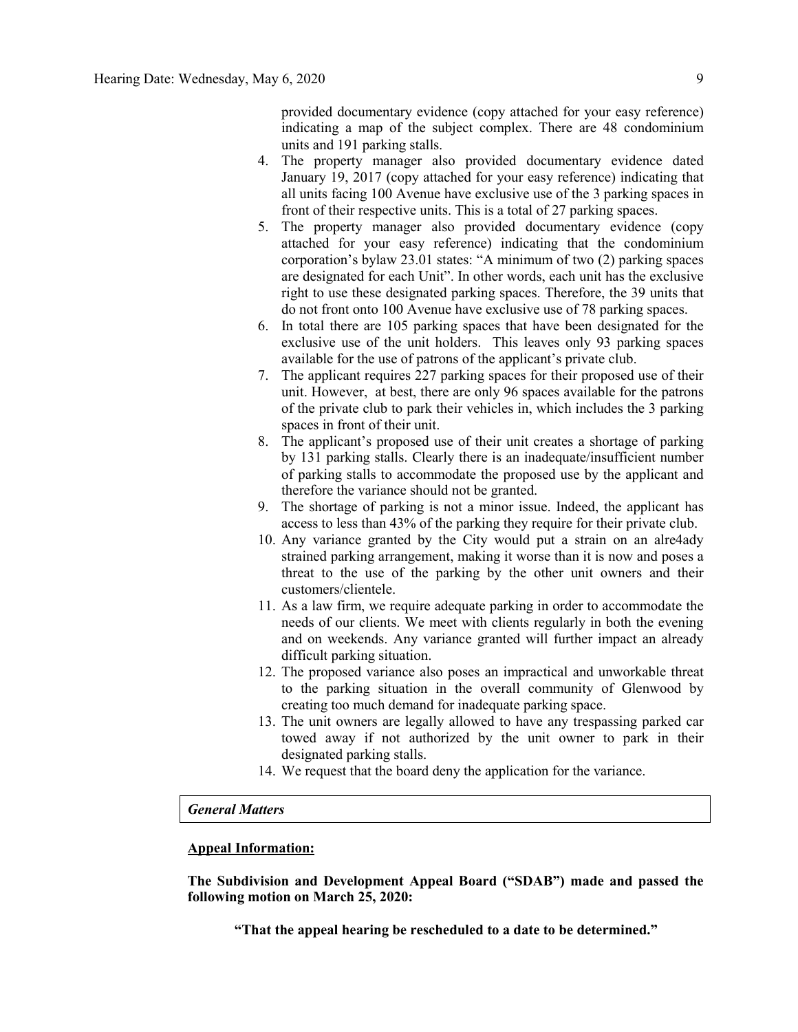provided documentary evidence (copy attached for your easy reference) indicating a map of the subject complex. There are 48 condominium units and 191 parking stalls.

4. The property manager also provided documentary evidence dated January 19, 2017 (copy attached for your easy reference) indicating that all units facing 100 Avenue have exclusive use of the 3 parking spaces in front of their respective units. This is a total of 27 parking spaces.
5. The property manager also provided documentary evidence (copy attached for your easy reference) indicating that the condominium corporation's bylaw 23.01 states: "A minimum of two (2) parking spaces are designated for each Unit". In other words, each unit has the exclusive right to use these designated parking spaces. Therefore, the 39 units that do not front onto 100 Avenue have exclusive use of 78 parking spaces.
6. In total there are 105 parking spaces that have been designated for the exclusive use of the unit holders. This leaves only 93 parking spaces available for the use of patrons of the applicant's private club.
7. The applicant requires 227 parking spaces for their proposed use of their unit. However, at best, there are only 96 spaces available for the patrons of the private club to park their vehicles in, which includes the 3 parking spaces in front of their unit.
8. The applicant's proposed use of their unit creates a shortage of parking by 131 parking stalls. Clearly there is an inadequate/insufficient number of parking stalls to accommodate the proposed use by the applicant and therefore the variance should not be granted.
9. The shortage of parking is not a minor issue. Indeed, the applicant has access to less than 43% of the parking they require for their private club.
10. Any variance granted by the City would put a strain on an alre4ady strained parking arrangement, making it worse than it is now and poses a threat to the use of the parking by the other unit owners and their customers/clientele.
11. As a law firm, we require adequate parking in order to accommodate the needs of our clients. We meet with clients regularly in both the evening and on weekends. Any variance granted will further impact an already difficult parking situation.
12. The proposed variance also poses an impractical and unworkable threat to the parking situation in the overall community of Glenwood by creating too much demand for inadequate parking space.
13. The unit owners are legally allowed to have any trespassing parked car towed away if not authorized by the unit owner to park in their designated parking stalls.
14. We request that the board deny the application for the variance.

***General Matters***

**Appeal Information:**

**The Subdivision and Development Appeal Board ("SDAB") made and passed the following motion on March 25, 2020:**

**"That the appeal hearing be rescheduled to a date to be determined."**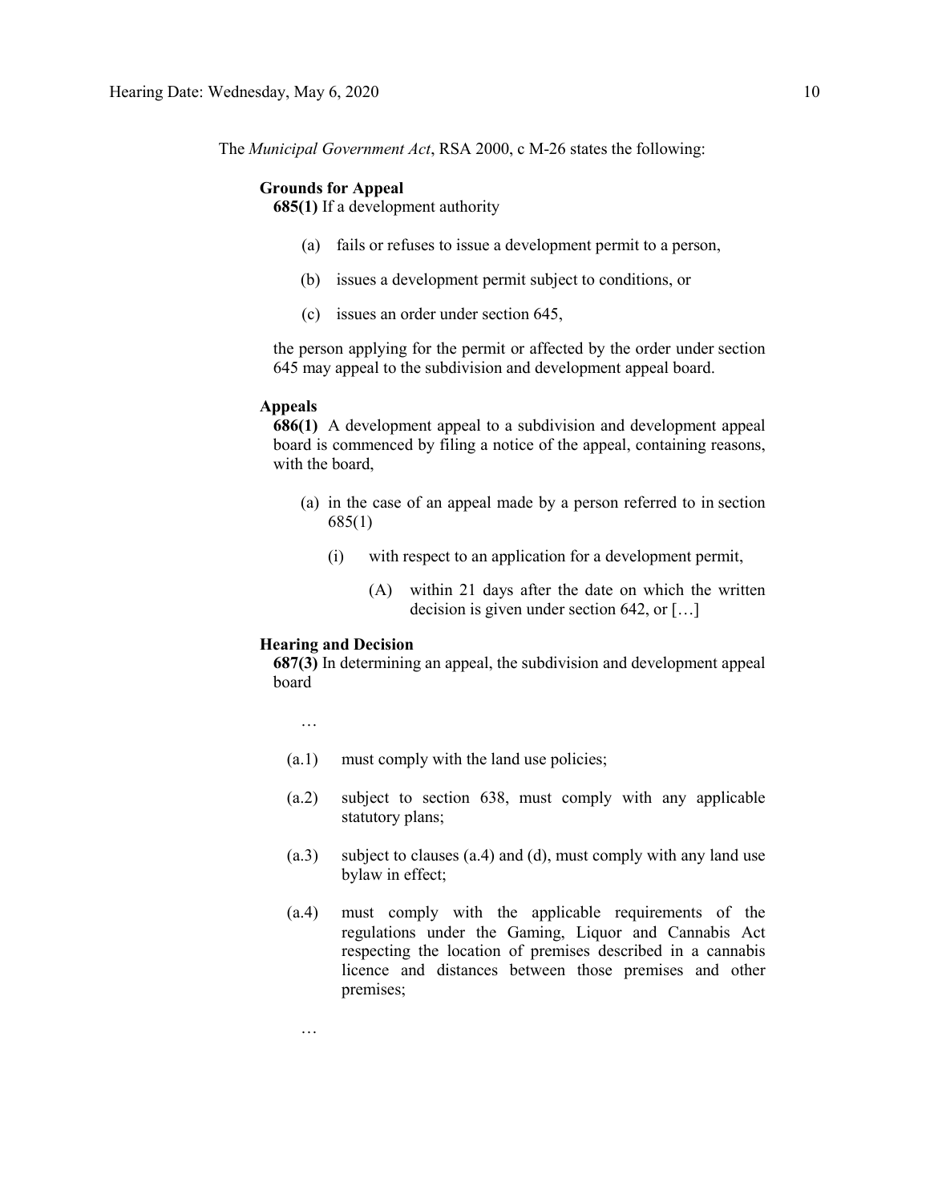The *Municipal Government Act*, RSA 2000, c M-26 states the following:

**Grounds for Appeal**

**685(1)** If a development authority

(a) fails or refuses to issue a development permit to a person,

(b) issues a development permit subject to conditions, or

(c) issues an order under section 645,

the person applying for the permit or affected by the order under section 645 may appeal to the subdivision and development appeal board.

**Appeals**

**686(1)** A development appeal to a subdivision and development appeal board is commenced by filing a notice of the appeal, containing reasons, with the board,

(a) in the case of an appeal made by a person referred to in section 685(1)

(i) with respect to an application for a development permit,

(A) within 21 days after the date on which the written decision is given under section 642, or […]

**Hearing and Decision**

**687(3)** In determining an appeal, the subdivision and development appeal board

…

(a.1) must comply with the land use policies;

(a.2) subject to section 638, must comply with any applicable statutory plans;

(a.3) subject to clauses (a.4) and (d), must comply with any land use bylaw in effect;

(a.4) must comply with the applicable requirements of the regulations under the Gaming, Liquor and Cannabis Act respecting the location of premises described in a cannabis licence and distances between those premises and other premises;

…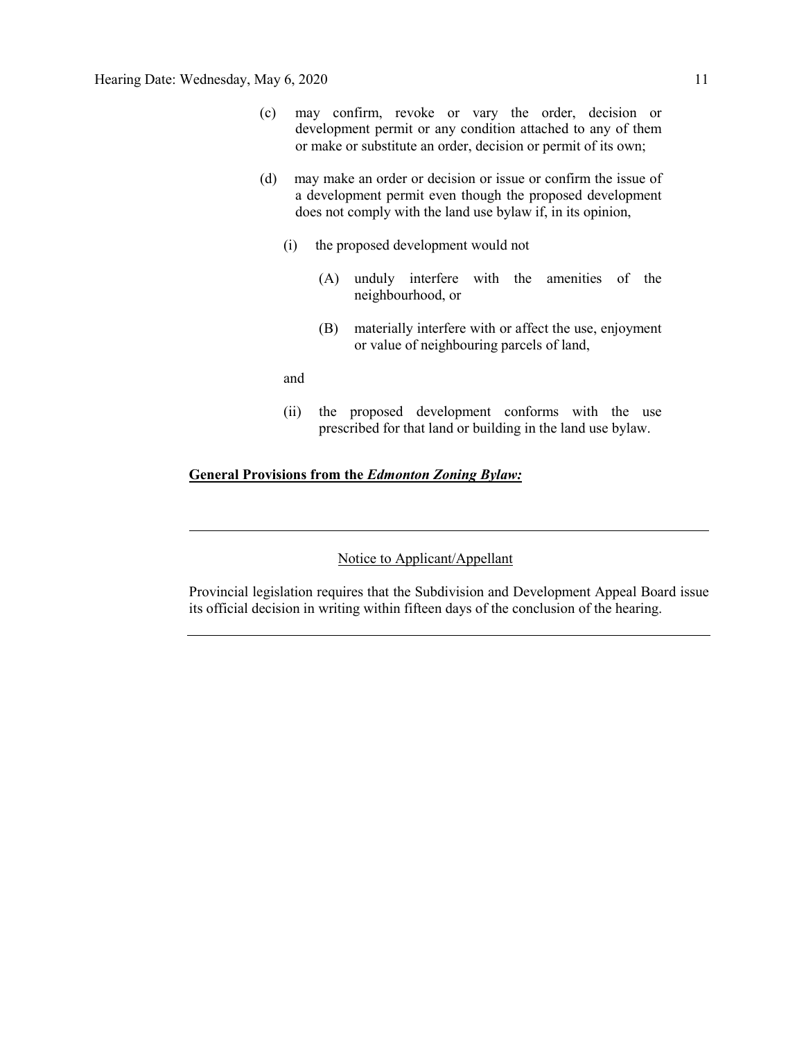(c) may confirm, revoke or vary the order, decision or development permit or any condition attached to any of them or make or substitute an order, decision or permit of its own;

(d) may make an order or decision or issue or confirm the issue of a development permit even though the proposed development does not comply with the land use bylaw if, in its opinion,

   (i) the proposed development would not

      (A) unduly interfere with the amenities of the neighbourhood, or

      (B) materially interfere with or affect the use, enjoyment or value of neighbouring parcels of land,

   and

   (ii) the proposed development conforms with the use prescribed for that land or building in the land use bylaw.

**General Provisions from the *Edmonton Zoning Bylaw:***

---

Notice to Applicant/Appellant

Provincial legislation requires that the Subdivision and Development Appeal Board issue its official decision in writing within fifteen days of the conclusion of the hearing.

---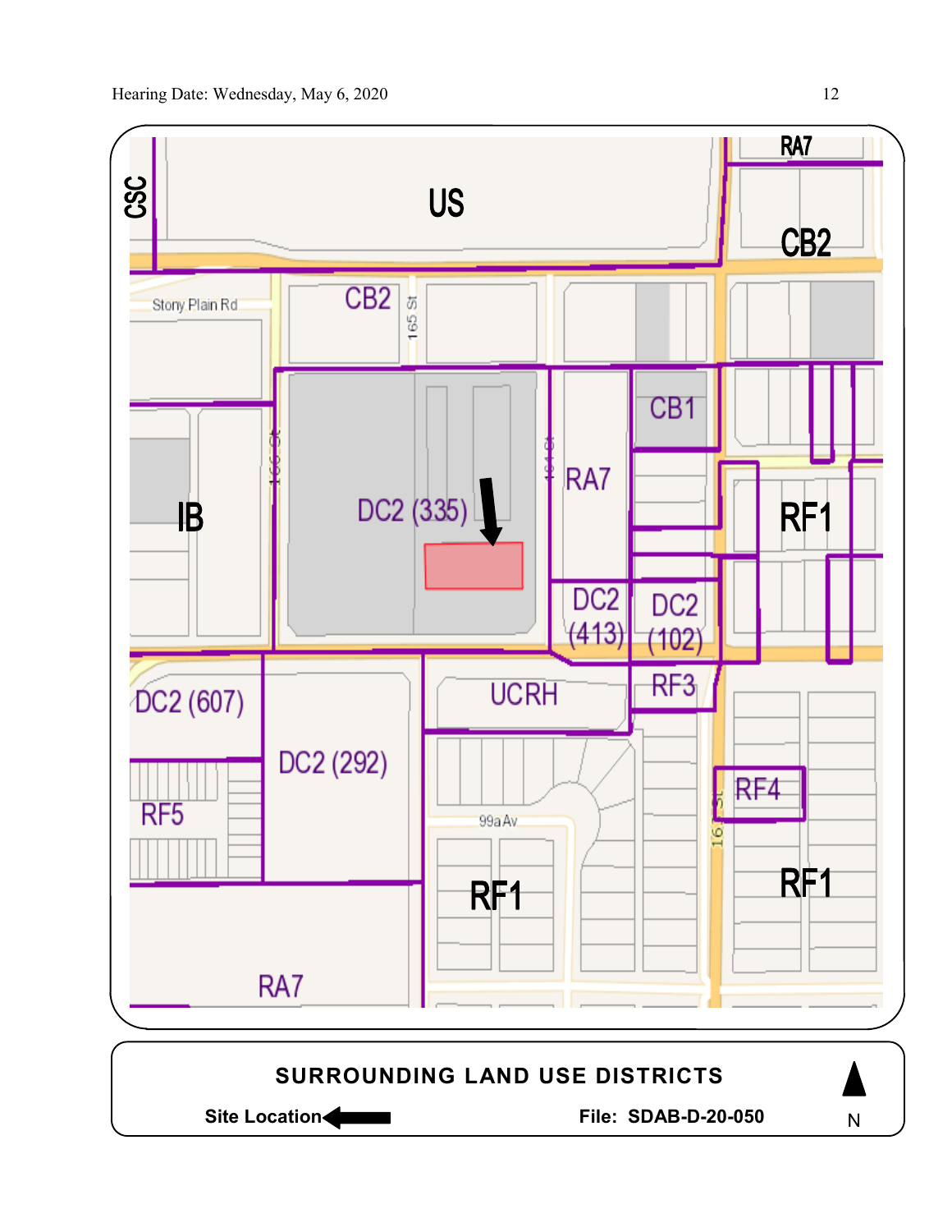US

CSC

RA7

CB2

Stony Plain Rd

CB2

165 St

CB1

RA7

RF1

IB

DC2 (335)

DC2 (413)

DC2 (102)

DC2 (607)

UCRH

RF3

DC2 (292)

RF5

RF4

99a Av

RF1

RF1

RA7

**SURROUNDING LAND USE DISTRICTS**

**Site Location** ←

**File: SDAB-D-20-050**

N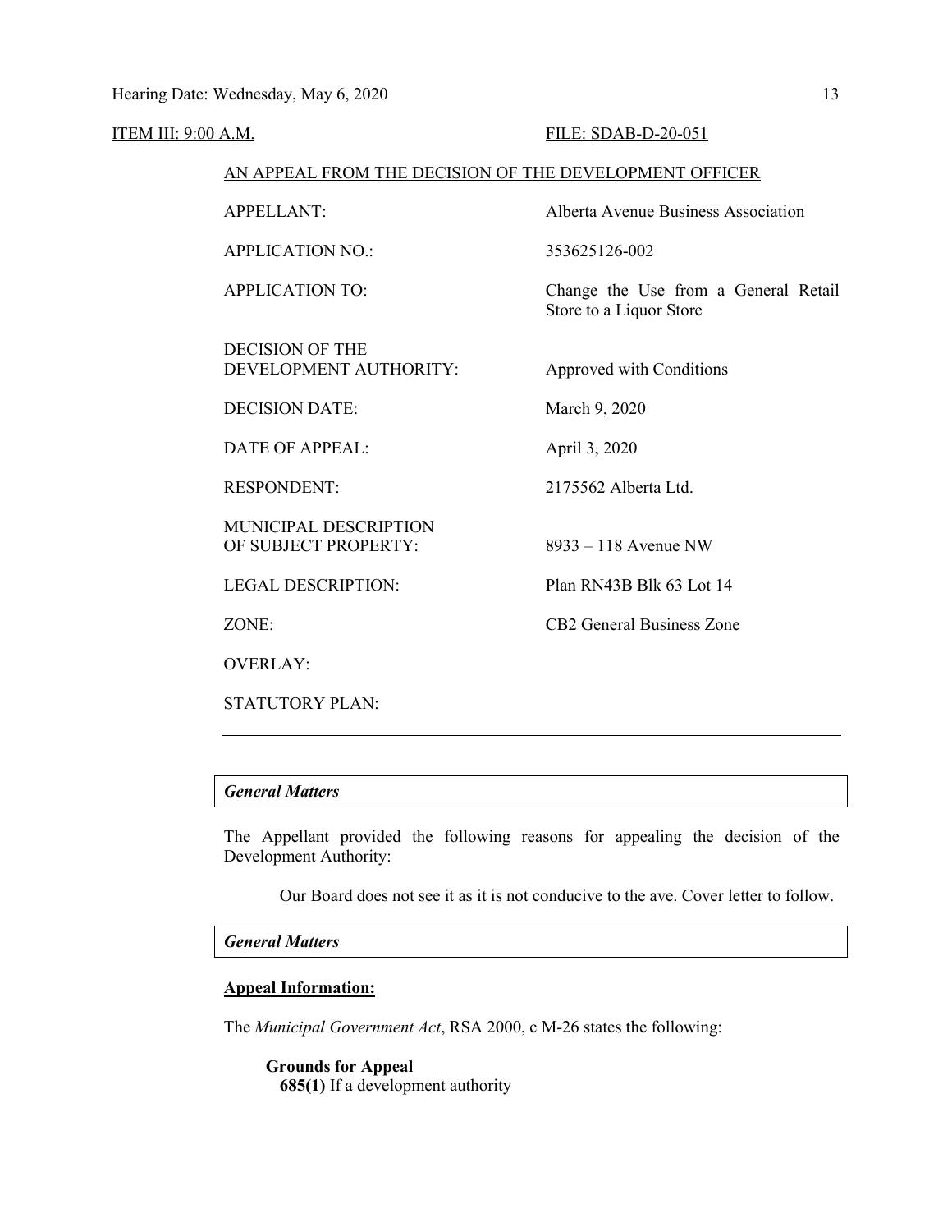<u>ITEM III: 9:00 A.M.</u> <u>FILE: SDAB-D-20-051</u>

<u>AN APPEAL FROM THE DECISION OF THE DEVELOPMENT OFFICER</u>

| | |
|---|---|
| APPELLANT: | Alberta Avenue Business Association |
| APPLICATION NO.: | 353625126-002 |
| APPLICATION TO: | Change the Use from a General Retail Store to a Liquor Store |
| DECISION OF THE DEVELOPMENT AUTHORITY: | Approved with Conditions |
| DECISION DATE: | March 9, 2020 |
| DATE OF APPEAL: | April 3, 2020 |
| RESPONDENT: | 2175562 Alberta Ltd. |
| MUNICIPAL DESCRIPTION OF SUBJECT PROPERTY: | 8933 – 118 Avenue NW |
| LEGAL DESCRIPTION: | Plan RN43B Blk 63 Lot 14 |
| ZONE: | CB2 General Business Zone |
| OVERLAY: | |
| STATUTORY PLAN: | |

***General Matters***

The Appellant provided the following reasons for appealing the decision of the Development Authority:

> Our Board does not see it as it is not conducive to the ave. Cover letter to follow.

***General Matters***

**<u>Appeal Information:</u>**

The *Municipal Government Act*, RSA 2000, c M-26 states the following:

> **Grounds for Appeal**
> **685(1)** If a development authority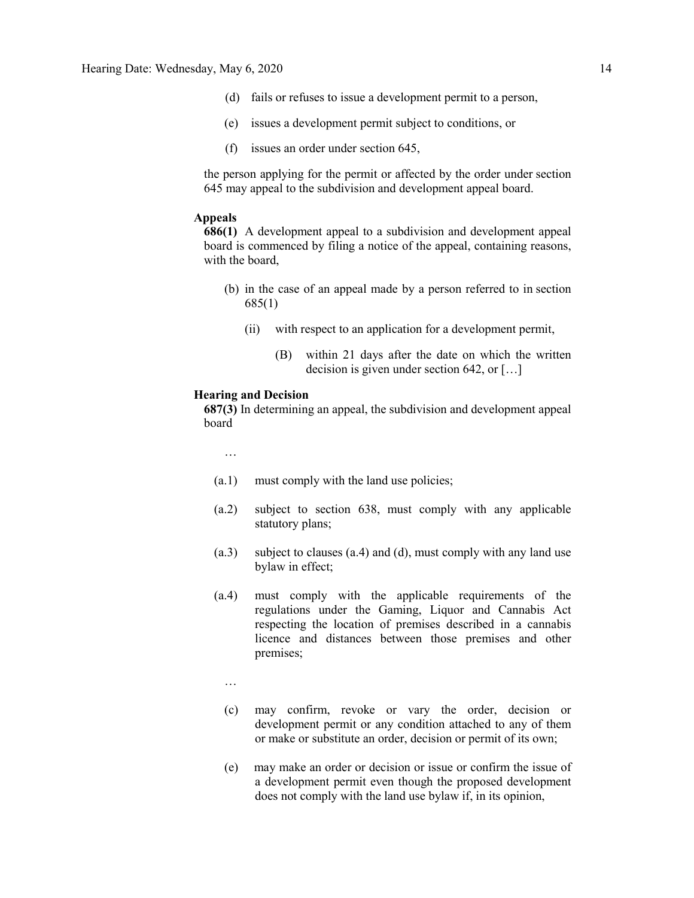(d) fails or refuses to issue a development permit to a person,

(e) issues a development permit subject to conditions, or

(f) issues an order under section 645,

the person applying for the permit or affected by the order under section 645 may appeal to the subdivision and development appeal board.

**Appeals**

**686(1)** A development appeal to a subdivision and development appeal board is commenced by filing a notice of the appeal, containing reasons, with the board,

(b) in the case of an appeal made by a person referred to in section 685(1)

(ii) with respect to an application for a development permit,

(B) within 21 days after the date on which the written decision is given under section 642, or […]

**Hearing and Decision**

**687(3)** In determining an appeal, the subdivision and development appeal board

…

(a.1) must comply with the land use policies;

(a.2) subject to section 638, must comply with any applicable statutory plans;

(a.3) subject to clauses (a.4) and (d), must comply with any land use bylaw in effect;

(a.4) must comply with the applicable requirements of the regulations under the Gaming, Liquor and Cannabis Act respecting the location of premises described in a cannabis licence and distances between those premises and other premises;

…

(c) may confirm, revoke or vary the order, decision or development permit or any condition attached to any of them or make or substitute an order, decision or permit of its own;

(e) may make an order or decision or issue or confirm the issue of a development permit even though the proposed development does not comply with the land use bylaw if, in its opinion,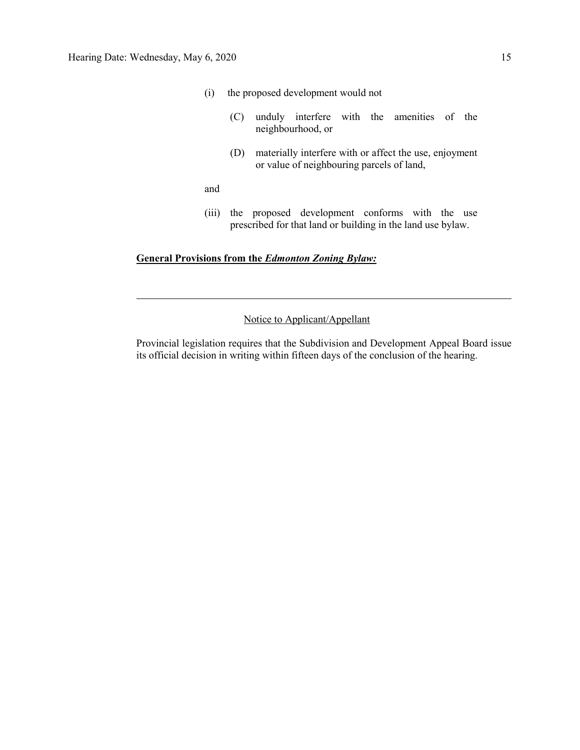(i) the proposed development would not

  (C) unduly interfere with the amenities of the neighbourhood, or

  (D) materially interfere with or affect the use, enjoyment or value of neighbouring parcels of land,

and

(iii) the proposed development conforms with the use prescribed for that land or building in the land use bylaw.

**General Provisions from the *Edmonton Zoning Bylaw:***

---

Notice to Applicant/Appellant

Provincial legislation requires that the Subdivision and Development Appeal Board issue its official decision in writing within fifteen days of the conclusion of the hearing.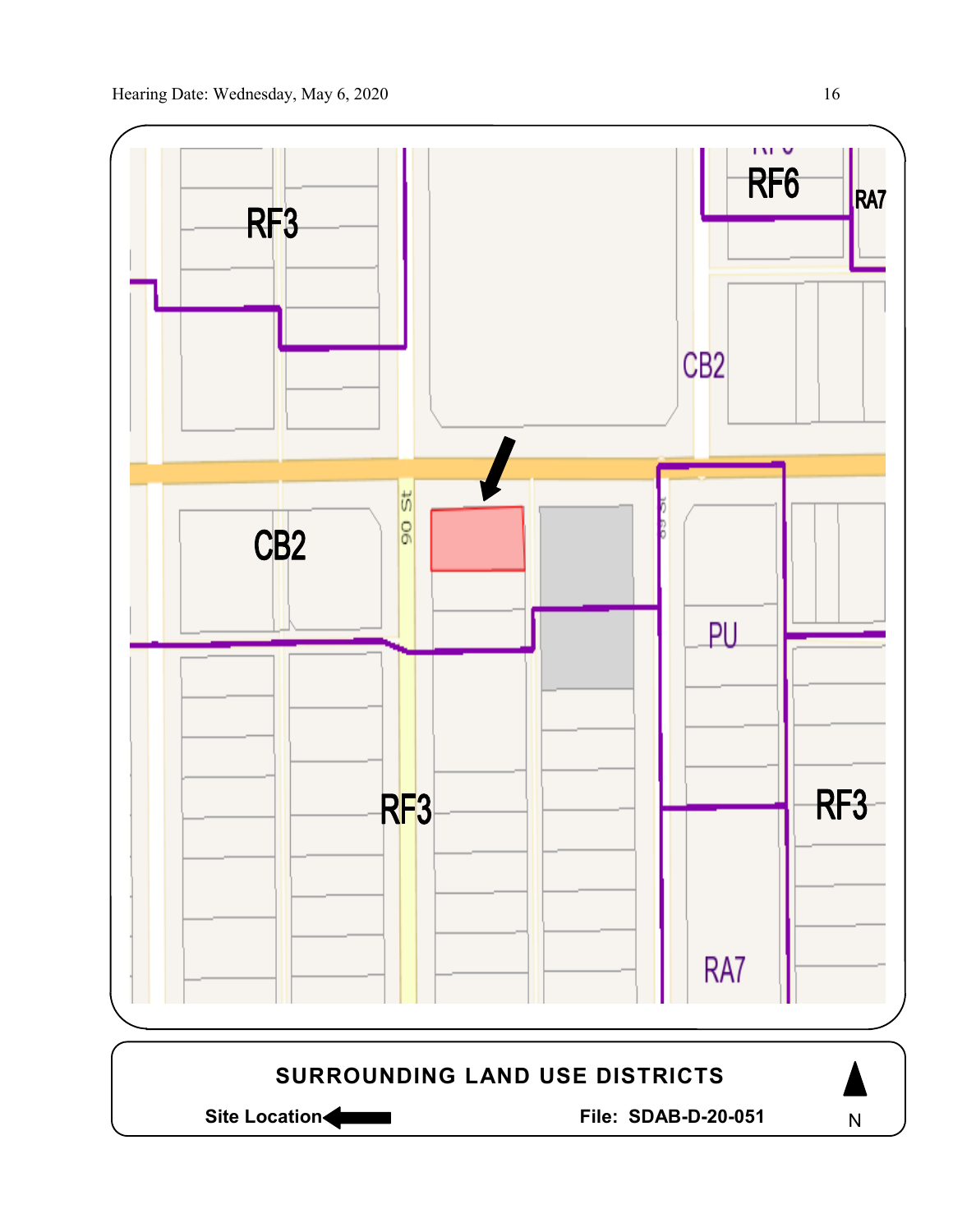RF3

RF6

RA7

CB2

CB2

90 St

89 St

PU

RF3

RF3

RA7

**SURROUNDING LAND USE DISTRICTS**

**Site Location** ←

**File: SDAB-D-20-051**

N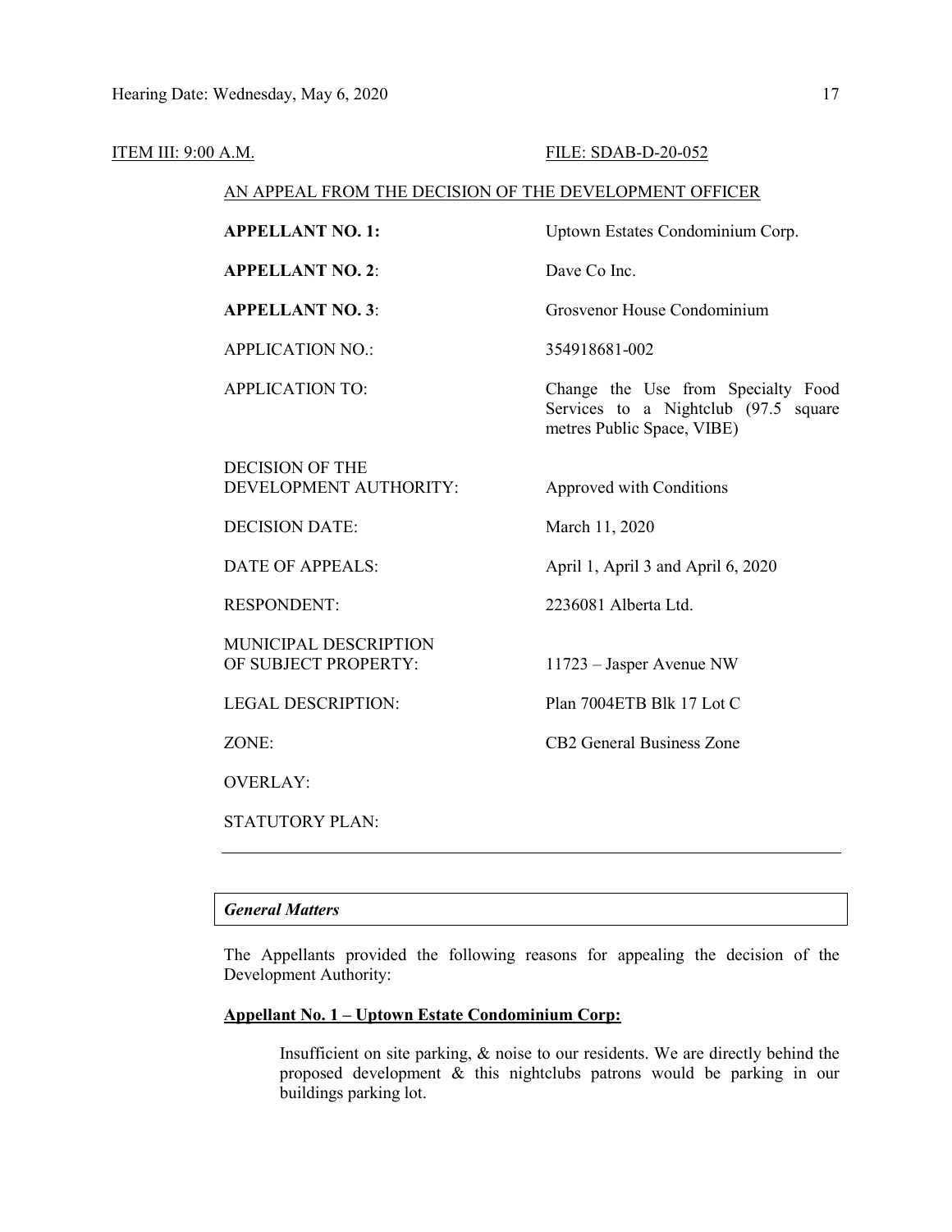ITEM III: 9:00 A.M. FILE: SDAB-D-20-052

AN APPEAL FROM THE DECISION OF THE DEVELOPMENT OFFICER

| | |
|---|---|
| **APPELLANT NO. 1:** | Uptown Estates Condominium Corp. |
| **APPELLANT NO. 2**: | Dave Co Inc. |
| **APPELLANT NO. 3**: | Grosvenor House Condominium |
| APPLICATION NO.: | 354918681-002 |
| APPLICATION TO: | Change the Use from Specialty Food Services to a Nightclub (97.5 square metres Public Space, VIBE) |
| DECISION OF THE DEVELOPMENT AUTHORITY: | Approved with Conditions |
| DECISION DATE: | March 11, 2020 |
| DATE OF APPEALS: | April 1, April 3 and April 6, 2020 |
| RESPONDENT: | 2236081 Alberta Ltd. |
| MUNICIPAL DESCRIPTION OF SUBJECT PROPERTY: | 11723 – Jasper Avenue NW |
| LEGAL DESCRIPTION: | Plan 7004ETB Blk 17 Lot C |
| ZONE: | CB2 General Business Zone |
| OVERLAY: | |
| STATUTORY PLAN: | |

---

***General Matters***

The Appellants provided the following reasons for appealing the decision of the Development Authority:

**Appellant No. 1 – Uptown Estate Condominium Corp:**

> Insufficient on site parking, & noise to our residents. We are directly behind the proposed development & this nightclubs patrons would be parking in our buildings parking lot.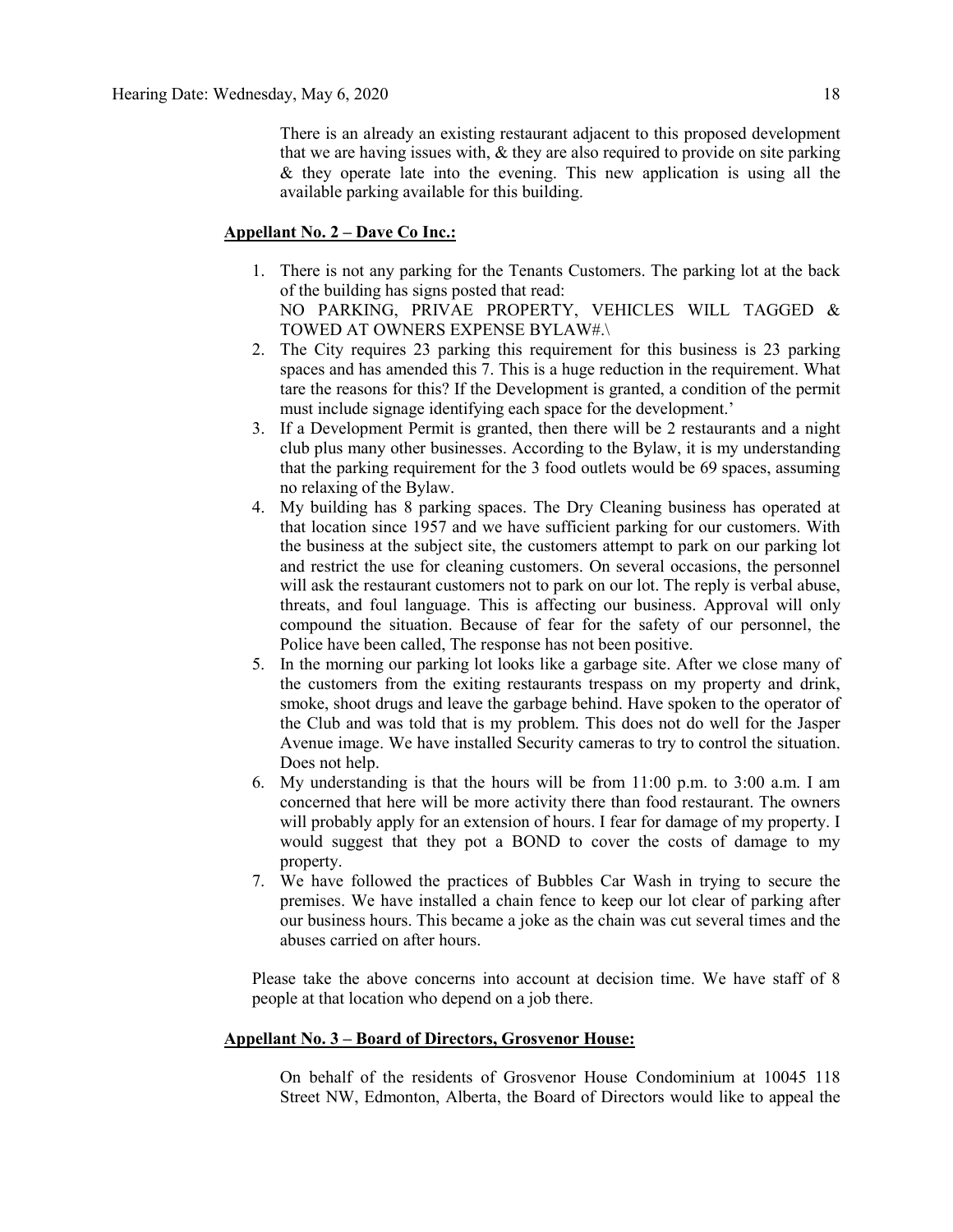There is an already an existing restaurant adjacent to this proposed development that we are having issues with, & they are also required to provide on site parking & they operate late into the evening. This new application is using all the available parking available for this building.

**Appellant No. 2 – Dave Co Inc.:**

1. There is not any parking for the Tenants Customers. The parking lot at the back of the building has signs posted that read:
   NO PARKING, PRIVAE PROPERTY, VEHICLES WILL TAGGED & TOWED AT OWNERS EXPENSE BYLAW#.\
2. The City requires 23 parking this requirement for this business is 23 parking spaces and has amended this 7. This is a huge reduction in the requirement. What tare the reasons for this? If the Development is granted, a condition of the permit must include signage identifying each space for the development.'
3. If a Development Permit is granted, then there will be 2 restaurants and a night club plus many other businesses. According to the Bylaw, it is my understanding that the parking requirement for the 3 food outlets would be 69 spaces, assuming no relaxing of the Bylaw.
4. My building has 8 parking spaces. The Dry Cleaning business has operated at that location since 1957 and we have sufficient parking for our customers. With the business at the subject site, the customers attempt to park on our parking lot and restrict the use for cleaning customers. On several occasions, the personnel will ask the restaurant customers not to park on our lot. The reply is verbal abuse, threats, and foul language. This is affecting our business. Approval will only compound the situation. Because of fear for the safety of our personnel, the Police have been called, The response has not been positive.
5. In the morning our parking lot looks like a garbage site. After we close many of the customers from the exiting restaurants trespass on my property and drink, smoke, shoot drugs and leave the garbage behind. Have spoken to the operator of the Club and was told that is my problem. This does not do well for the Jasper Avenue image. We have installed Security cameras to try to control the situation. Does not help.
6. My understanding is that the hours will be from 11:00 p.m. to 3:00 a.m. I am concerned that here will be more activity there than food restaurant. The owners will probably apply for an extension of hours. I fear for damage of my property. I would suggest that they pot a BOND to cover the costs of damage to my property.
7. We have followed the practices of Bubbles Car Wash in trying to secure the premises. We have installed a chain fence to keep our lot clear of parking after our business hours. This became a joke as the chain was cut several times and the abuses carried on after hours.

Please take the above concerns into account at decision time. We have staff of 8 people at that location who depend on a job there.

**Appellant No. 3 – Board of Directors, Grosvenor House:**

On behalf of the residents of Grosvenor House Condominium at 10045 118 Street NW, Edmonton, Alberta, the Board of Directors would like to appeal the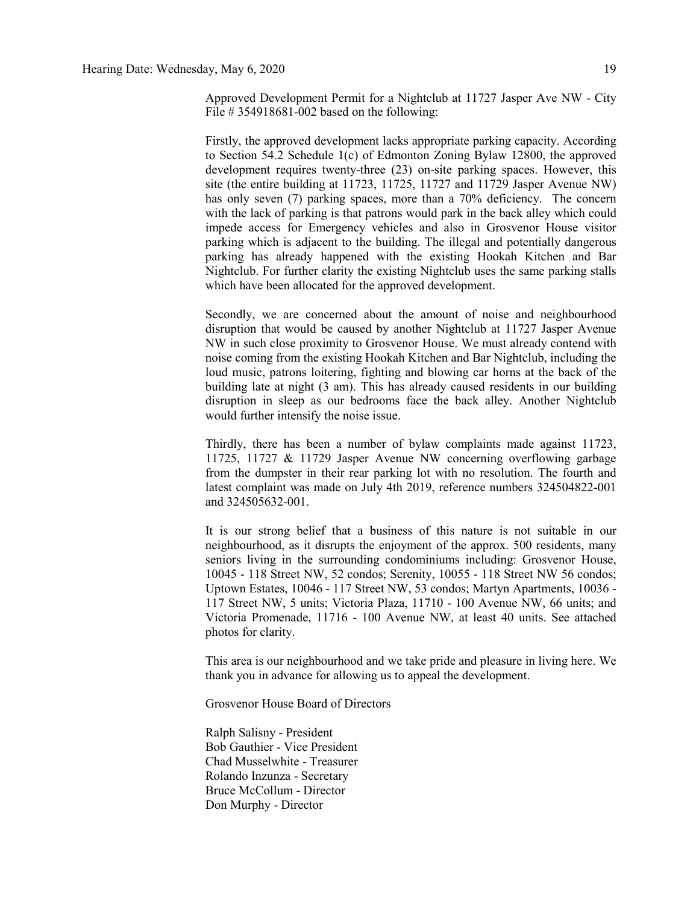Approved Development Permit for a Nightclub at 11727 Jasper Ave NW - City File # 354918681-002 based on the following:

Firstly, the approved development lacks appropriate parking capacity. According to Section 54.2 Schedule 1(c) of Edmonton Zoning Bylaw 12800, the approved development requires twenty-three (23) on-site parking spaces. However, this site (the entire building at 11723, 11725, 11727 and 11729 Jasper Avenue NW) has only seven (7) parking spaces, more than a 70% deficiency. The concern with the lack of parking is that patrons would park in the back alley which could impede access for Emergency vehicles and also in Grosvenor House visitor parking which is adjacent to the building. The illegal and potentially dangerous parking has already happened with the existing Hookah Kitchen and Bar Nightclub. For further clarity the existing Nightclub uses the same parking stalls which have been allocated for the approved development.

Secondly, we are concerned about the amount of noise and neighbourhood disruption that would be caused by another Nightclub at 11727 Jasper Avenue NW in such close proximity to Grosvenor House. We must already contend with noise coming from the existing Hookah Kitchen and Bar Nightclub, including the loud music, patrons loitering, fighting and blowing car horns at the back of the building late at night (3 am). This has already caused residents in our building disruption in sleep as our bedrooms face the back alley. Another Nightclub would further intensify the noise issue.

Thirdly, there has been a number of bylaw complaints made against 11723, 11725, 11727 & 11729 Jasper Avenue NW concerning overflowing garbage from the dumpster in their rear parking lot with no resolution. The fourth and latest complaint was made on July 4th 2019, reference numbers 324504822-001 and 324505632-001.

It is our strong belief that a business of this nature is not suitable in our neighbourhood, as it disrupts the enjoyment of the approx. 500 residents, many seniors living in the surrounding condominiums including: Grosvenor House, 10045 - 118 Street NW, 52 condos; Serenity, 10055 - 118 Street NW 56 condos; Uptown Estates, 10046 - 117 Street NW, 53 condos; Martyn Apartments, 10036 - 117 Street NW, 5 units; Victoria Plaza, 11710 - 100 Avenue NW, 66 units; and Victoria Promenade, 11716 - 100 Avenue NW, at least 40 units. See attached photos for clarity.

This area is our neighbourhood and we take pride and pleasure in living here. We thank you in advance for allowing us to appeal the development.

Grosvenor House Board of Directors

Ralph Salisny - President
Bob Gauthier - Vice President
Chad Musselwhite - Treasurer
Rolando Inzunza - Secretary
Bruce McCollum - Director
Don Murphy - Director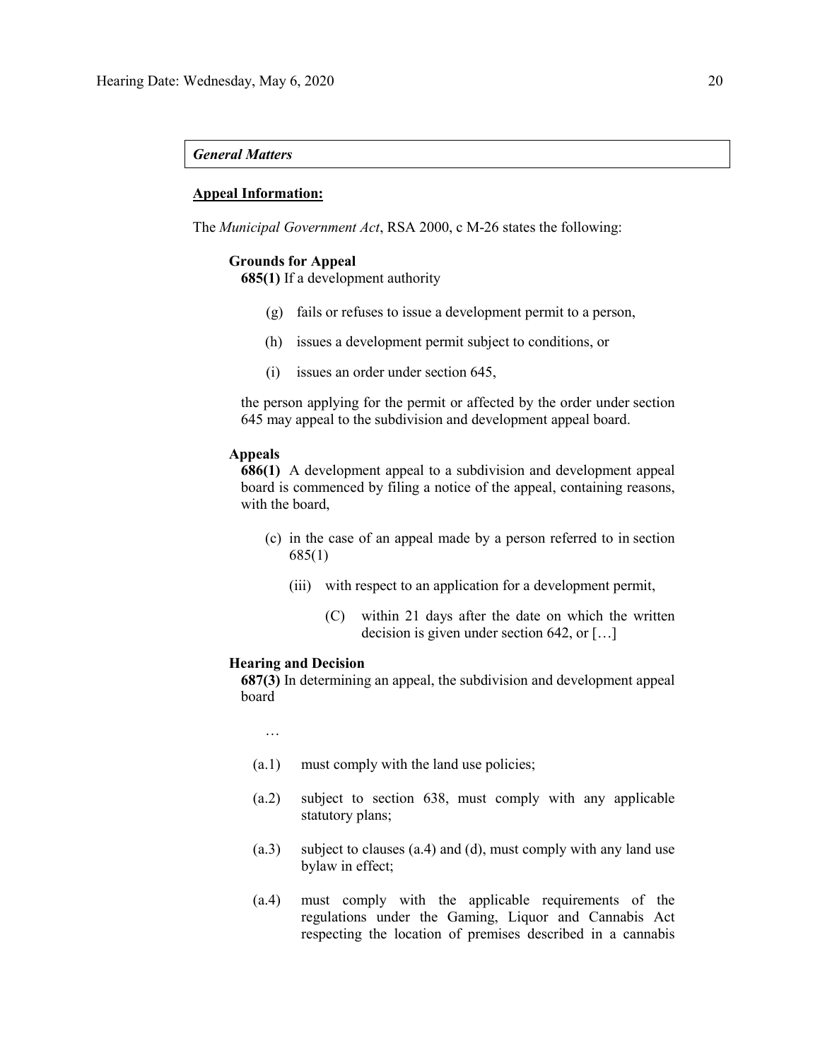*General Matters*

**Appeal Information:**

The *Municipal Government Act*, RSA 2000, c M-26 states the following:

**Grounds for Appeal**

**685(1)** If a development authority

(g) fails or refuses to issue a development permit to a person,

(h) issues a development permit subject to conditions, or

(i) issues an order under section 645,

the person applying for the permit or affected by the order under section 645 may appeal to the subdivision and development appeal board.

**Appeals**

**686(1)** A development appeal to a subdivision and development appeal board is commenced by filing a notice of the appeal, containing reasons, with the board,

(c) in the case of an appeal made by a person referred to in section 685(1)

(iii) with respect to an application for a development permit,

(C) within 21 days after the date on which the written decision is given under section 642, or […]

**Hearing and Decision**

**687(3)** In determining an appeal, the subdivision and development appeal board

…

(a.1) must comply with the land use policies;

(a.2) subject to section 638, must comply with any applicable statutory plans;

(a.3) subject to clauses (a.4) and (d), must comply with any land use bylaw in effect;

(a.4) must comply with the applicable requirements of the regulations under the Gaming, Liquor and Cannabis Act respecting the location of premises described in a cannabis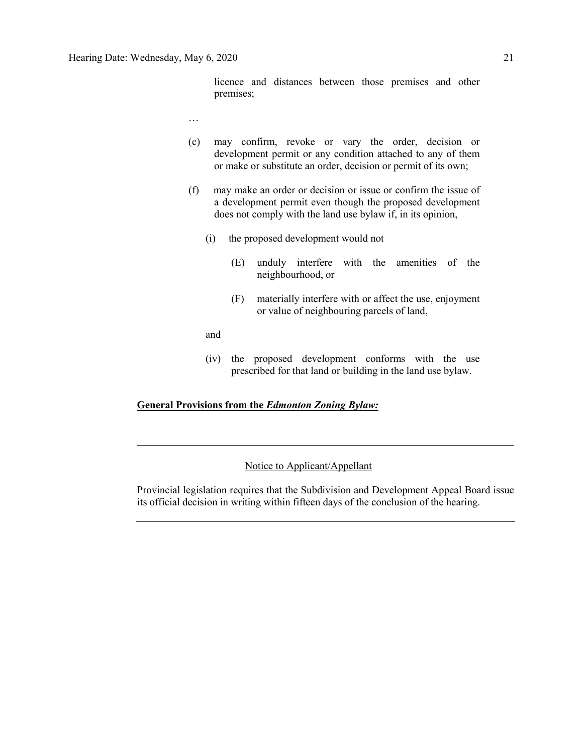licence and distances between those premises and other premises;

…

(c) may confirm, revoke or vary the order, decision or development permit or any condition attached to any of them or make or substitute an order, decision or permit of its own;

(f) may make an order or decision or issue or confirm the issue of a development permit even though the proposed development does not comply with the land use bylaw if, in its opinion,

(i) the proposed development would not

(E) unduly interfere with the amenities of the neighbourhood, or

(F) materially interfere with or affect the use, enjoyment or value of neighbouring parcels of land,

and

(iv) the proposed development conforms with the use prescribed for that land or building in the land use bylaw.

**General Provisions from the *Edmonton Zoning Bylaw:***

---

Notice to Applicant/Appellant

Provincial legislation requires that the Subdivision and Development Appeal Board issue its official decision in writing within fifteen days of the conclusion of the hearing.

---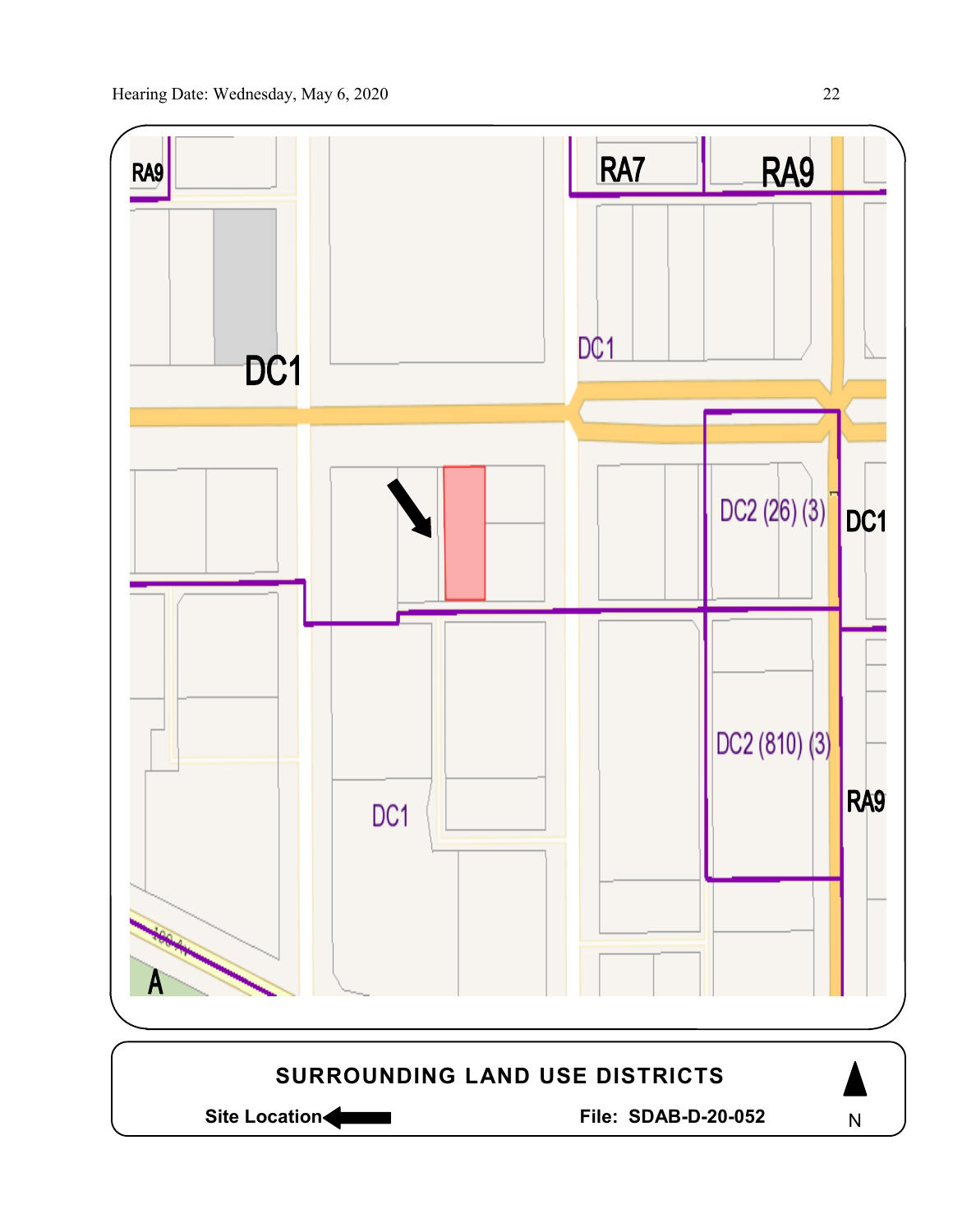RA9

RA7

RA9

DC1

DC1

DC2 (26) (3)

DC1

DC2 (810) (3)

DC1

RA9

A

**SURROUNDING LAND USE DISTRICTS**

**Site Location**

**File: SDAB-D-20-052**

N